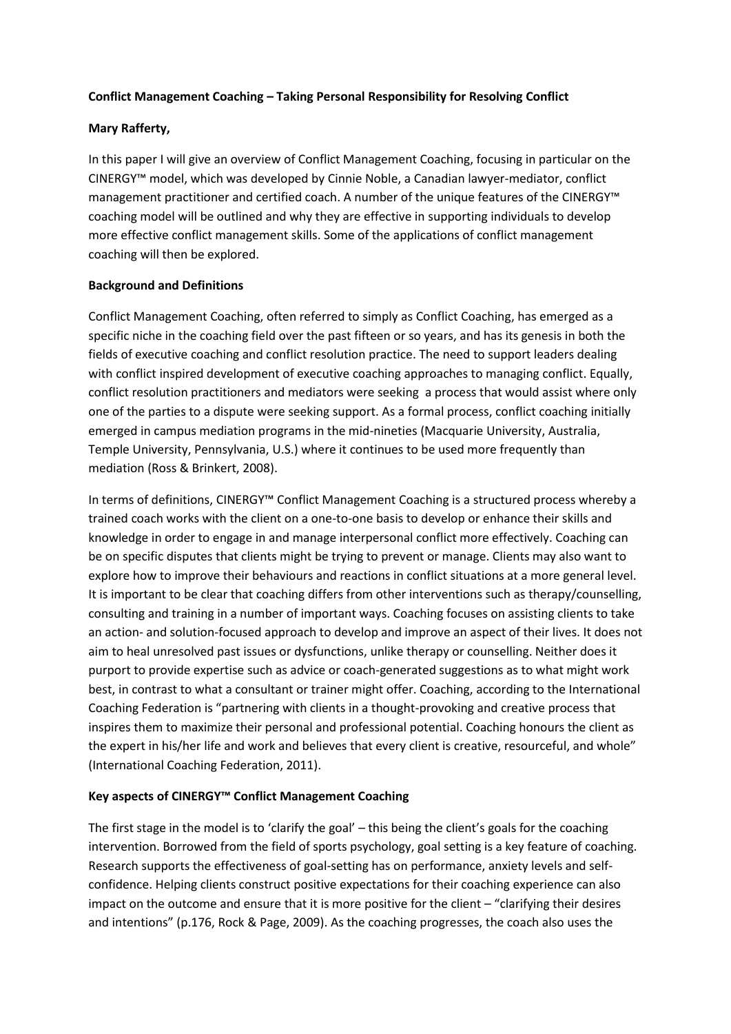**Conflict Management Coaching – Taking Personal Responsibility for Resolving Conflict**

**Mary Rafferty,**

In this paper I will give an overview of Conflict Management Coaching, focusing in particular on the CINERGY™ model, which was developed by Cinnie Noble, a Canadian lawyer-mediator, conflict management practitioner and certified coach. A number of the unique features of the CINERGY™ coaching model will be outlined and why they are effective in supporting individuals to develop more effective conflict management skills. Some of the applications of conflict management coaching will then be explored.

**Background and Definitions**

Conflict Management Coaching, often referred to simply as Conflict Coaching, has emerged as a specific niche in the coaching field over the past fifteen or so years, and has its genesis in both the fields of executive coaching and conflict resolution practice. The need to support leaders dealing with conflict inspired development of executive coaching approaches to managing conflict. Equally, conflict resolution practitioners and mediators were seeking a process that would assist where only one of the parties to a dispute were seeking support. As a formal process, conflict coaching initially emerged in campus mediation programs in the mid-nineties (Macquarie University, Australia, Temple University, Pennsylvania, U.S.) where it continues to be used more frequently than mediation (Ross & Brinkert, 2008).

In terms of definitions, CINERGY™ Conflict Management Coaching is a structured process whereby a trained coach works with the client on a one-to-one basis to develop or enhance their skills and knowledge in order to engage in and manage interpersonal conflict more effectively. Coaching can be on specific disputes that clients might be trying to prevent or manage. Clients may also want to explore how to improve their behaviours and reactions in conflict situations at a more general level. It is important to be clear that coaching differs from other interventions such as therapy/counselling, consulting and training in a number of important ways. Coaching focuses on assisting clients to take an action- and solution-focused approach to develop and improve an aspect of their lives. It does not aim to heal unresolved past issues or dysfunctions, unlike therapy or counselling. Neither does it purport to provide expertise such as advice or coach-generated suggestions as to what might work best, in contrast to what a consultant or trainer might offer. Coaching, according to the International Coaching Federation is "partnering with clients in a thought-provoking and creative process that inspires them to maximize their personal and professional potential. Coaching honours the client as the expert in his/her life and work and believes that every client is creative, resourceful, and whole" (International Coaching Federation, 2011).

**Key aspects of CINERGY™ Conflict Management Coaching**

The first stage in the model is to 'clarify the goal' – this being the client's goals for the coaching intervention. Borrowed from the field of sports psychology, goal setting is a key feature of coaching. Research supports the effectiveness of goal-setting has on performance, anxiety levels and self-confidence. Helping clients construct positive expectations for their coaching experience can also impact on the outcome and ensure that it is more positive for the client – "clarifying their desires and intentions" (p.176, Rock & Page, 2009). As the coaching progresses, the coach also uses the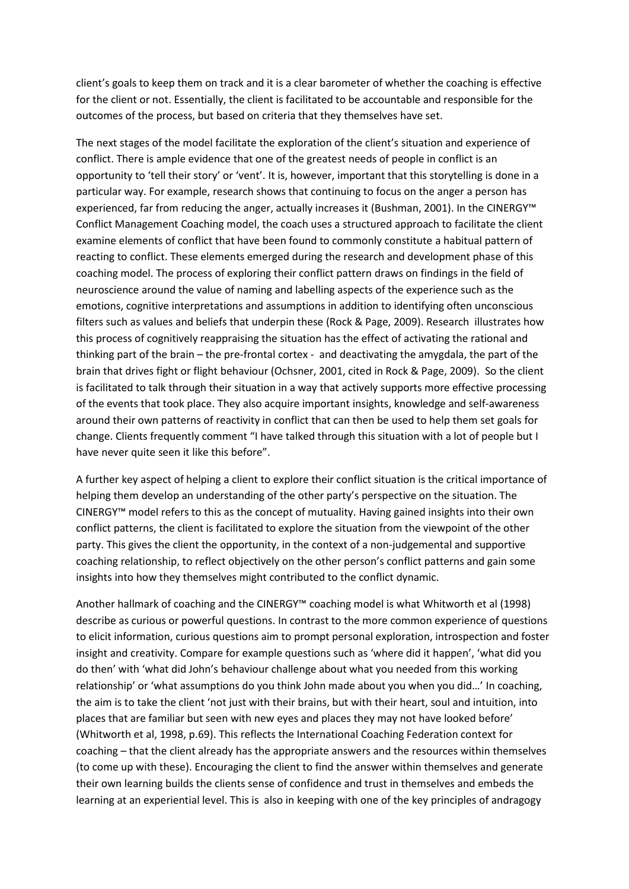client's goals to keep them on track and it is a clear barometer of whether the coaching is effective for the client or not. Essentially, the client is facilitated to be accountable and responsible for the outcomes of the process, but based on criteria that they themselves have set.

The next stages of the model facilitate the exploration of the client's situation and experience of conflict. There is ample evidence that one of the greatest needs of people in conflict is an opportunity to 'tell their story' or 'vent'. It is, however, important that this storytelling is done in a particular way. For example, research shows that continuing to focus on the anger a person has experienced, far from reducing the anger, actually increases it (Bushman, 2001). In the CINERGY™ Conflict Management Coaching model, the coach uses a structured approach to facilitate the client examine elements of conflict that have been found to commonly constitute a habitual pattern of reacting to conflict. These elements emerged during the research and development phase of this coaching model. The process of exploring their conflict pattern draws on findings in the field of neuroscience around the value of naming and labelling aspects of the experience such as the emotions, cognitive interpretations and assumptions in addition to identifying often unconscious filters such as values and beliefs that underpin these (Rock & Page, 2009). Research illustrates how this process of cognitively reappraising the situation has the effect of activating the rational and thinking part of the brain – the pre-frontal cortex - and deactivating the amygdala, the part of the brain that drives fight or flight behaviour (Ochsner, 2001, cited in Rock & Page, 2009). So the client is facilitated to talk through their situation in a way that actively supports more effective processing of the events that took place. They also acquire important insights, knowledge and self-awareness around their own patterns of reactivity in conflict that can then be used to help them set goals for change. Clients frequently comment "I have talked through this situation with a lot of people but I have never quite seen it like this before".

A further key aspect of helping a client to explore their conflict situation is the critical importance of helping them develop an understanding of the other party's perspective on the situation. The CINERGY™ model refers to this as the concept of mutuality. Having gained insights into their own conflict patterns, the client is facilitated to explore the situation from the viewpoint of the other party. This gives the client the opportunity, in the context of a non-judgemental and supportive coaching relationship, to reflect objectively on the other person's conflict patterns and gain some insights into how they themselves might contributed to the conflict dynamic.

Another hallmark of coaching and the CINERGY™ coaching model is what Whitworth et al (1998) describe as curious or powerful questions. In contrast to the more common experience of questions to elicit information, curious questions aim to prompt personal exploration, introspection and foster insight and creativity. Compare for example questions such as 'where did it happen', 'what did you do then' with 'what did John's behaviour challenge about what you needed from this working relationship' or 'what assumptions do you think John made about you when you did…' In coaching, the aim is to take the client 'not just with their brains, but with their heart, soul and intuition, into places that are familiar but seen with new eyes and places they may not have looked before' (Whitworth et al, 1998, p.69). This reflects the International Coaching Federation context for coaching – that the client already has the appropriate answers and the resources within themselves (to come up with these). Encouraging the client to find the answer within themselves and generate their own learning builds the clients sense of confidence and trust in themselves and embeds the learning at an experiential level. This is also in keeping with one of the key principles of andragogy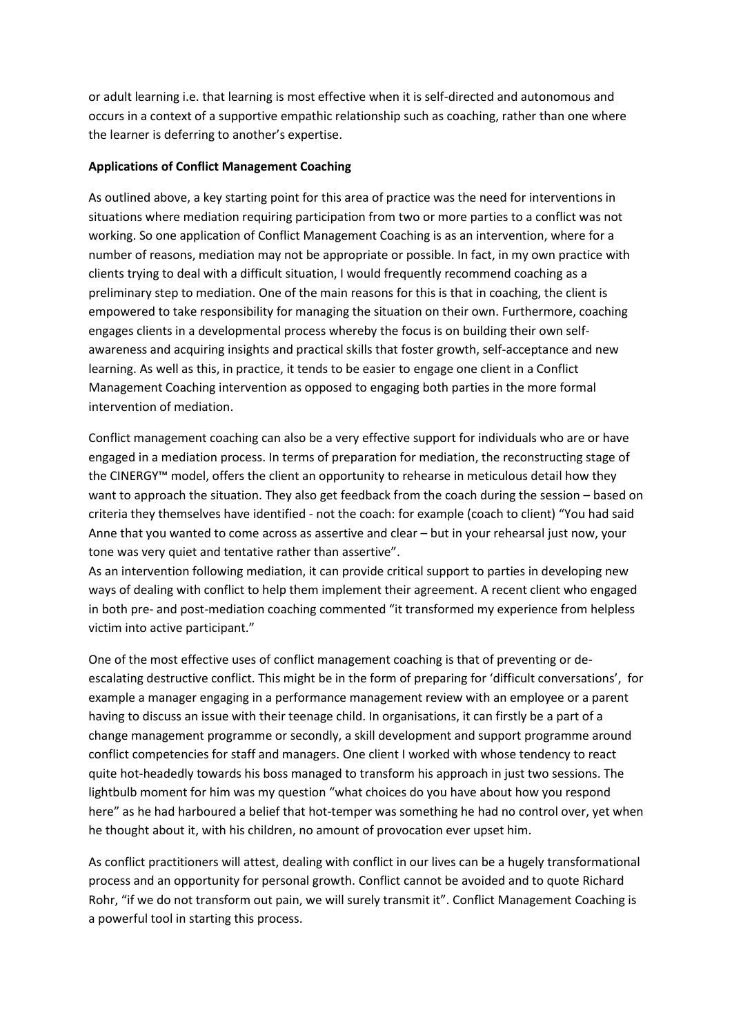or adult learning i.e. that learning is most effective when it is self-directed and autonomous and occurs in a context of a supportive empathic relationship such as coaching, rather than one where the learner is deferring to another's expertise.

**Applications of Conflict Management Coaching**

As outlined above, a key starting point for this area of practice was the need for interventions in situations where mediation requiring participation from two or more parties to a conflict was not working. So one application of Conflict Management Coaching is as an intervention, where for a number of reasons, mediation may not be appropriate or possible. In fact, in my own practice with clients trying to deal with a difficult situation, I would frequently recommend coaching as a preliminary step to mediation. One of the main reasons for this is that in coaching, the client is empowered to take responsibility for managing the situation on their own. Furthermore, coaching engages clients in a developmental process whereby the focus is on building their own self-awareness and acquiring insights and practical skills that foster growth, self-acceptance and new learning. As well as this, in practice, it tends to be easier to engage one client in a Conflict Management Coaching intervention as opposed to engaging both parties in the more formal intervention of mediation.

Conflict management coaching can also be a very effective support for individuals who are or have engaged in a mediation process. In terms of preparation for mediation, the reconstructing stage of the CINERGY™ model, offers the client an opportunity to rehearse in meticulous detail how they want to approach the situation. They also get feedback from the coach during the session – based on criteria they themselves have identified - not the coach: for example (coach to client) "You had said Anne that you wanted to come across as assertive and clear – but in your rehearsal just now, your tone was very quiet and tentative rather than assertive".

As an intervention following mediation, it can provide critical support to parties in developing new ways of dealing with conflict to help them implement their agreement. A recent client who engaged in both pre- and post-mediation coaching commented "it transformed my experience from helpless victim into active participant."

One of the most effective uses of conflict management coaching is that of preventing or de-escalating destructive conflict. This might be in the form of preparing for 'difficult conversations', for example a manager engaging in a performance management review with an employee or a parent having to discuss an issue with their teenage child. In organisations, it can firstly be a part of a change management programme or secondly, a skill development and support programme around conflict competencies for staff and managers. One client I worked with whose tendency to react quite hot-headedly towards his boss managed to transform his approach in just two sessions. The lightbulb moment for him was my question "what choices do you have about how you respond here" as he had harboured a belief that hot-temper was something he had no control over, yet when he thought about it, with his children, no amount of provocation ever upset him.

As conflict practitioners will attest, dealing with conflict in our lives can be a hugely transformational process and an opportunity for personal growth. Conflict cannot be avoided and to quote Richard Rohr, "if we do not transform out pain, we will surely transmit it". Conflict Management Coaching is a powerful tool in starting this process.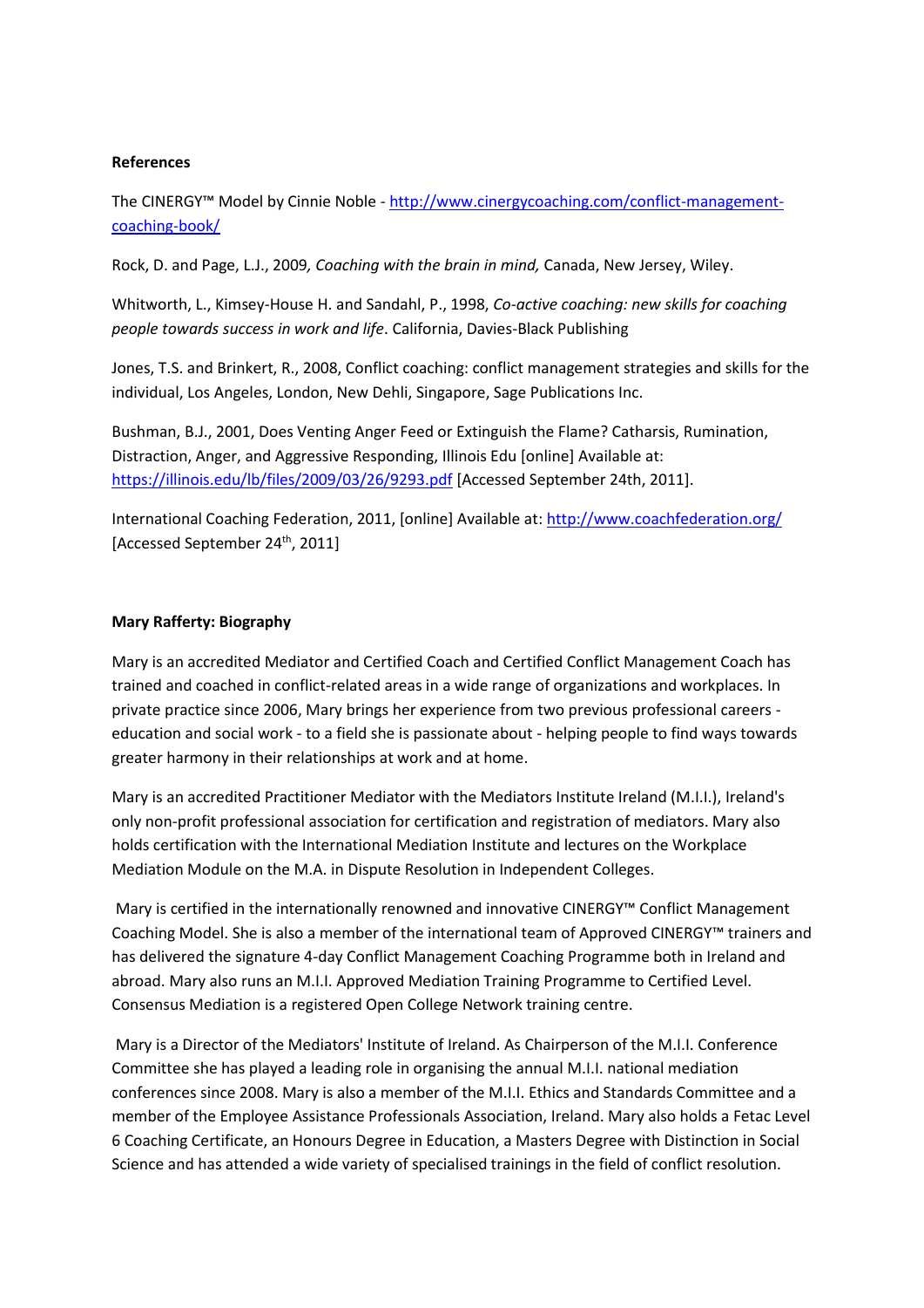**References**

The CINERGY™ Model by Cinnie Noble - http://www.cinergycoaching.com/conflict-management-coaching-book/

Rock, D. and Page, L.J., 2009*, Coaching with the brain in mind,* Canada, New Jersey, Wiley.

Whitworth, L., Kimsey-House H. and Sandahl, P., 1998, *Co-active coaching: new skills for coaching people towards success in work and life*. California, Davies-Black Publishing

Jones, T.S. and Brinkert, R., 2008, Conflict coaching: conflict management strategies and skills for the individual, Los Angeles, London, New Dehli, Singapore, Sage Publications Inc.

Bushman, B.J., 2001, Does Venting Anger Feed or Extinguish the Flame? Catharsis, Rumination, Distraction, Anger, and Aggressive Responding, Illinois Edu [online] Available at: https://illinois.edu/lb/files/2009/03/26/9293.pdf [Accessed September 24th, 2011].

International Coaching Federation, 2011, [online] Available at: http://www.coachfederation.org/ [Accessed September 24th, 2011]

**Mary Rafferty: Biography**

Mary is an accredited Mediator and Certified Coach and Certified Conflict Management Coach has trained and coached in conflict-related areas in a wide range of organizations and workplaces. In private practice since 2006, Mary brings her experience from two previous professional careers - education and social work - to a field she is passionate about - helping people to find ways towards greater harmony in their relationships at work and at home.

Mary is an accredited Practitioner Mediator with the Mediators Institute Ireland (M.I.I.), Ireland's only non-profit professional association for certification and registration of mediators. Mary also holds certification with the International Mediation Institute and lectures on the Workplace Mediation Module on the M.A. in Dispute Resolution in Independent Colleges.

Mary is certified in the internationally renowned and innovative CINERGY™ Conflict Management Coaching Model. She is also a member of the international team of Approved CINERGY™ trainers and has delivered the signature 4-day Conflict Management Coaching Programme both in Ireland and abroad. Mary also runs an M.I.I. Approved Mediation Training Programme to Certified Level. Consensus Mediation is a registered Open College Network training centre.

Mary is a Director of the Mediators' Institute of Ireland. As Chairperson of the M.I.I. Conference Committee she has played a leading role in organising the annual M.I.I. national mediation conferences since 2008. Mary is also a member of the M.I.I. Ethics and Standards Committee and a member of the Employee Assistance Professionals Association, Ireland. Mary also holds a Fetac Level 6 Coaching Certificate, an Honours Degree in Education, a Masters Degree with Distinction in Social Science and has attended a wide variety of specialised trainings in the field of conflict resolution.